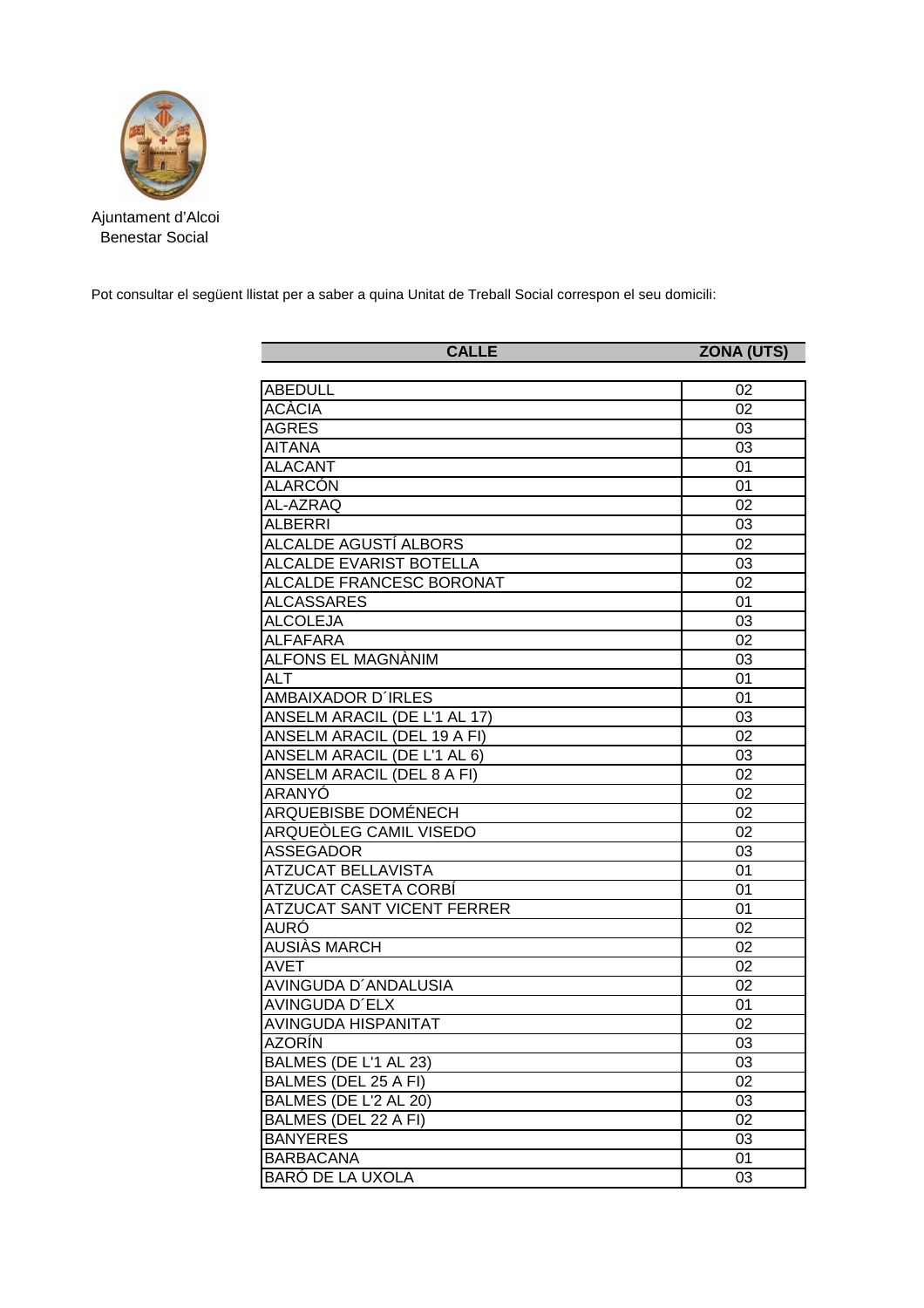Ajuntament d'Alcoi
Benestar Social

Pot consultar el següent llistat per a saber a quina Unitat de Treball Social correspon el seu domicili:

| CALLE | ZONA (UTS) |
|---|---|
| ABEDULL | 02 |
| ACÀCIA | 02 |
| AGRES | 03 |
| AITANA | 03 |
| ALACANT | 01 |
| ALARCÓN | 01 |
| AL-AZRAQ | 02 |
| ALBERRI | 03 |
| ALCALDE AGUSTÍ ALBORS | 02 |
| ALCALDE EVARIST BOTELLA | 03 |
| ALCALDE FRANCESC BORONAT | 02 |
| ALCASSARES | 01 |
| ALCOLEJA | 03 |
| ALFAFARA | 02 |
| ALFONS EL MAGNÀNIM | 03 |
| ALT | 01 |
| AMBAIXADOR D´IRLES | 01 |
| ANSELM ARACIL (DE L'1 AL 17) | 03 |
| ANSELM ARACIL (DEL 19 A FI) | 02 |
| ANSELM ARACIL (DE L'1 AL 6) | 03 |
| ANSELM ARACIL (DEL 8 A FI) | 02 |
| ARANYÓ | 02 |
| ARQUEBISBE DOMÉNECH | 02 |
| ARQUEÒLEG CAMIL VISEDO | 02 |
| ASSEGADOR | 03 |
| ATZUCAT BELLAVISTA | 01 |
| ATZUCAT CASETA CORBÍ | 01 |
| ATZUCAT SANT VICENT FERRER | 01 |
| AURÓ | 02 |
| AUSIÀS MARCH | 02 |
| AVET | 02 |
| AVINGUDA D´ANDALUSIA | 02 |
| AVINGUDA D´ELX | 01 |
| AVINGUDA HISPANITAT | 02 |
| AZORÍN | 03 |
| BALMES (DE L'1 AL 23) | 03 |
| BALMES (DEL 25 A FI) | 02 |
| BALMES (DE L'2 AL 20) | 03 |
| BALMES (DEL 22 A FI) | 02 |
| BANYERES | 03 |
| BARBACANA | 01 |
| BARÓ DE LA UXOLA | 03 |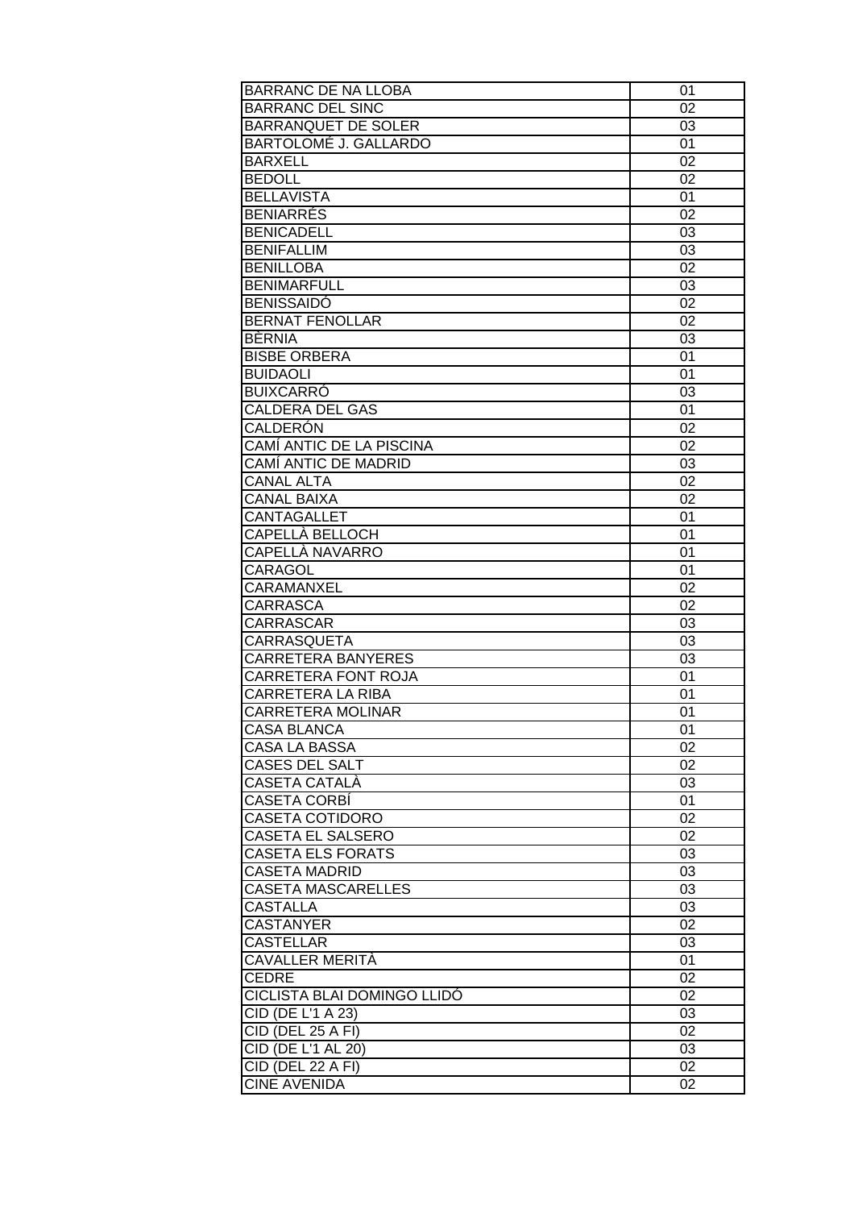| | |
|---|---|
| BARRANC DE NA LLOBA | 01 |
| BARRANC DEL SINC | 02 |
| BARRANQUET DE SOLER | 03 |
| BARTOLOMÉ J. GALLARDO | 01 |
| BARXELL | 02 |
| BEDOLL | 02 |
| BELLAVISTA | 01 |
| BENIARRÉS | 02 |
| BENICADELL | 03 |
| BENIFALLIM | 03 |
| BENILLOBA | 02 |
| BENIMARFULL | 03 |
| BENISSAIDÓ | 02 |
| BERNAT FENOLLAR | 02 |
| BÈRNIA | 03 |
| BISBE ORBERA | 01 |
| BUIDAOLI | 01 |
| BUIXCARRÓ | 03 |
| CALDERA DEL GAS | 01 |
| CALDERÓN | 02 |
| CAMÍ ANTIC DE LA PISCINA | 02 |
| CAMÍ ANTIC DE MADRID | 03 |
| CANAL ALTA | 02 |
| CANAL BAIXA | 02 |
| CANTAGALLET | 01 |
| CAPELLÀ BELLOCH | 01 |
| CAPELLÀ NAVARRO | 01 |
| CARAGOL | 01 |
| CARAMANXEL | 02 |
| CARRASCA | 02 |
| CARRASCAR | 03 |
| CARRASQUETA | 03 |
| CARRETERA BANYERES | 03 |
| CARRETERA FONT ROJA | 01 |
| CARRETERA LA RIBA | 01 |
| CARRETERA MOLINAR | 01 |
| CASA BLANCA | 01 |
| CASA LA BASSA | 02 |
| CASES DEL SALT | 02 |
| CASETA CATALÀ | 03 |
| CASETA CORBÍ | 01 |
| CASETA COTIDORO | 02 |
| CASETA EL SALSERO | 02 |
| CASETA ELS FORATS | 03 |
| CASETA MADRID | 03 |
| CASETA MASCARELLES | 03 |
| CASTALLA | 03 |
| CASTANYER | 02 |
| CASTELLAR | 03 |
| CAVALLER MERITÀ | 01 |
| CEDRE | 02 |
| CICLISTA BLAI DOMINGO LLIDÓ | 02 |
| CID (DE L'1 A 23) | 03 |
| CID (DEL 25 A FI) | 02 |
| CID (DE L'1 AL 20) | 03 |
| CID (DEL 22 A FI) | 02 |
| CINE AVENIDA | 02 |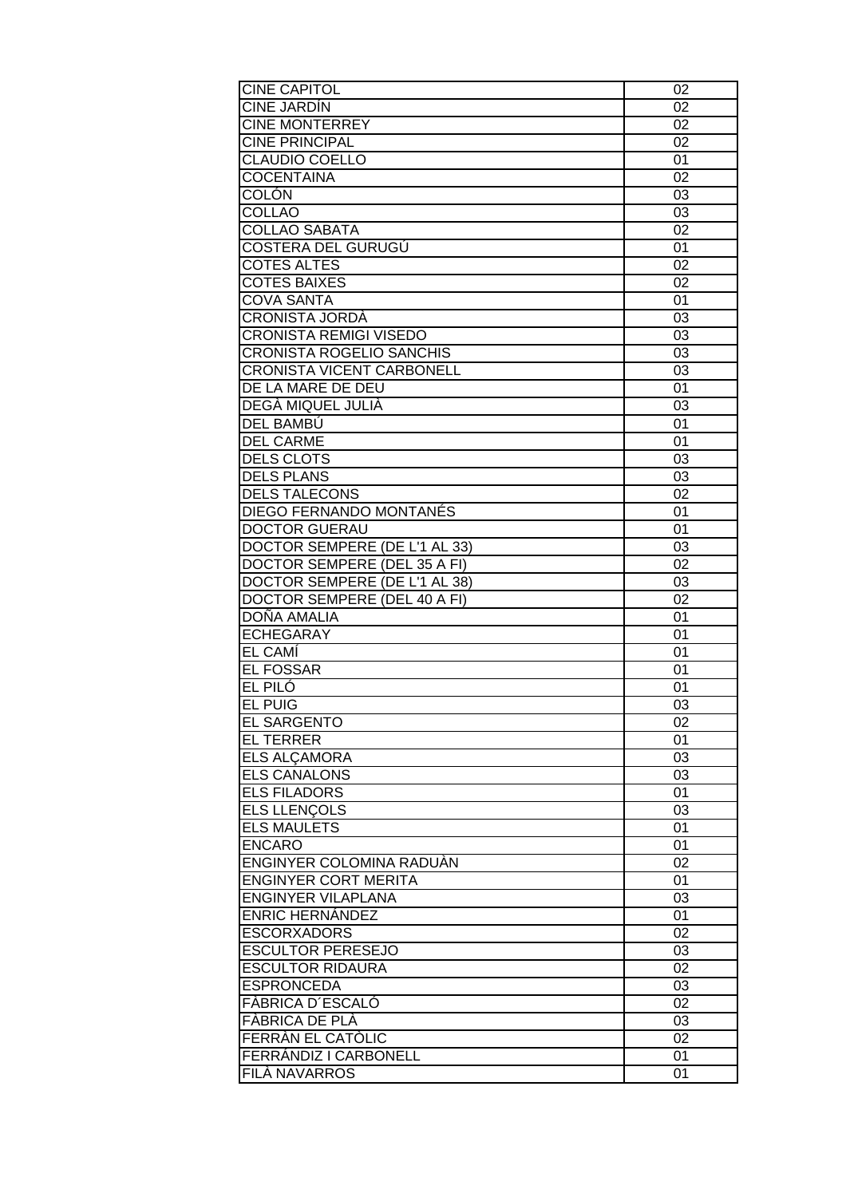| | |
|---|---|
| CINE CAPITOL | 02 |
| CINE JARDÍN | 02 |
| CINE MONTERREY | 02 |
| CINE PRINCIPAL | 02 |
| CLAUDIO COELLO | 01 |
| COCENTAINA | 02 |
| COLÓN | 03 |
| COLLAO | 03 |
| COLLAO SABATA | 02 |
| COSTERA DEL GURUGÚ | 01 |
| COTES ALTES | 02 |
| COTES BAIXES | 02 |
| COVA SANTA | 01 |
| CRONISTA JORDÀ | 03 |
| CRONISTA REMIGI VISEDO | 03 |
| CRONISTA ROGELIO SANCHIS | 03 |
| CRONISTA VICENT CARBONELL | 03 |
| DE LA MARE DE DEU | 01 |
| DEGÀ MIQUEL JULIÀ | 03 |
| DEL BAMBÚ | 01 |
| DEL CARME | 01 |
| DELS CLOTS | 03 |
| DELS PLANS | 03 |
| DELS TALECONS | 02 |
| DIEGO FERNANDO MONTANÉS | 01 |
| DOCTOR GUERAU | 01 |
| DOCTOR SEMPERE (DE L'1 AL 33) | 03 |
| DOCTOR SEMPERE (DEL 35 A FI) | 02 |
| DOCTOR SEMPERE (DE L'1 AL 38) | 03 |
| DOCTOR SEMPERE (DEL 40 A FI) | 02 |
| DOÑA AMALIA | 01 |
| ECHEGARAY | 01 |
| EL CAMÍ | 01 |
| EL FOSSAR | 01 |
| EL PILÓ | 01 |
| EL PUIG | 03 |
| EL SARGENTO | 02 |
| EL TERRER | 01 |
| ELS ALÇAMORA | 03 |
| ELS CANALONS | 03 |
| ELS FILADORS | 01 |
| ELS LLENÇOLS | 03 |
| ELS MAULETS | 01 |
| ENCARO | 01 |
| ENGINYER COLOMINA RADUÀN | 02 |
| ENGINYER CORT MERITA | 01 |
| ENGINYER VILAPLANA | 03 |
| ENRIC HERNÁNDEZ | 01 |
| ESCORXADORS | 02 |
| ESCULTOR PERESEJO | 03 |
| ESCULTOR RIDAURA | 02 |
| ESPRONCEDA | 03 |
| FÀBRICA D´ESCALÓ | 02 |
| FÀBRICA DE PLÀ | 03 |
| FERRÀN EL CATÒLIC | 02 |
| FERRÁNDIZ I CARBONELL | 01 |
| FILÀ NAVARROS | 01 |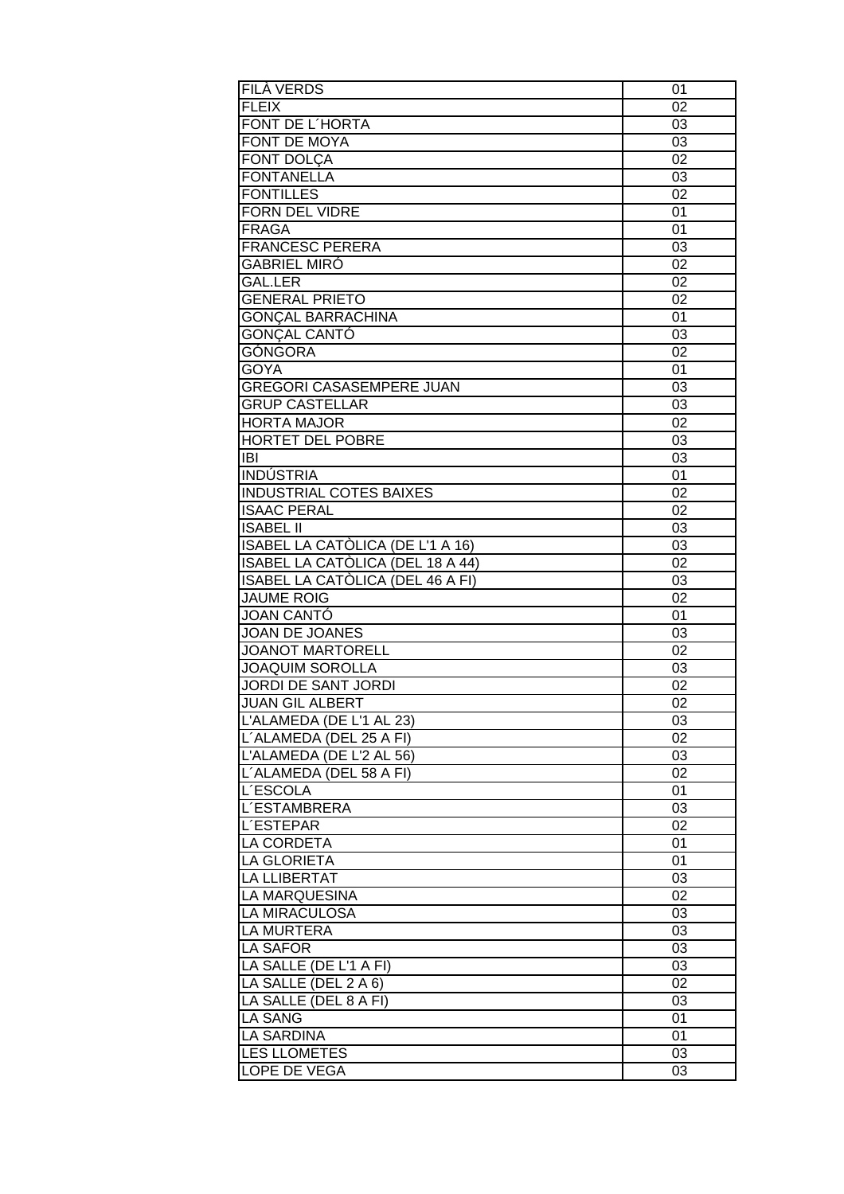| | |
|---|---|
| FILÀ VERDS | 01 |
| FLEIX | 02 |
| FONT DE L´HORTA | 03 |
| FONT DE MOYA | 03 |
| FONT DOLÇA | 02 |
| FONTANELLA | 03 |
| FONTILLES | 02 |
| FORN DEL VIDRE | 01 |
| FRAGA | 01 |
| FRANCESC PERERA | 03 |
| GABRIEL MIRÓ | 02 |
| GAL.LER | 02 |
| GENERAL PRIETO | 02 |
| GONÇAL BARRACHINA | 01 |
| GONÇAL CANTÓ | 03 |
| GÓNGORA | 02 |
| GOYA | 01 |
| GREGORI CASASEMPERE JUAN | 03 |
| GRUP CASTELLAR | 03 |
| HORTA MAJOR | 02 |
| HORTET DEL POBRE | 03 |
| IBI | 03 |
| INDÚSTRIA | 01 |
| INDUSTRIAL COTES BAIXES | 02 |
| ISAAC PERAL | 02 |
| ISABEL II | 03 |
| ISABEL LA CATÒLICA (DE L'1 A 16) | 03 |
| ISABEL LA CATÒLICA (DEL 18 A 44) | 02 |
| ISABEL LA CATÒLICA (DEL 46 A FI) | 03 |
| JAUME ROIG | 02 |
| JOAN CANTÓ | 01 |
| JOAN DE JOANES | 03 |
| JOANOT MARTORELL | 02 |
| JOAQUIM SOROLLA | 03 |
| JORDI DE SANT JORDI | 02 |
| JUAN GIL ALBERT | 02 |
| L'ALAMEDA (DE L'1 AL 23) | 03 |
| L´ALAMEDA (DEL 25 A FI) | 02 |
| L'ALAMEDA (DE L'2 AL 56) | 03 |
| L´ALAMEDA (DEL 58 A FI) | 02 |
| L´ESCOLA | 01 |
| L´ESTAMBRERA | 03 |
| L´ESTEPAR | 02 |
| LA CORDETA | 01 |
| LA GLORIETA | 01 |
| LA LLIBERTAT | 03 |
| LA MARQUESINA | 02 |
| LA MIRACULOSA | 03 |
| LA MURTERA | 03 |
| LA SAFOR | 03 |
| LA SALLE (DE L'1 A FI) | 03 |
| LA SALLE (DEL 2 A 6) | 02 |
| LA SALLE (DEL 8 A FI) | 03 |
| LA SANG | 01 |
| LA SARDINA | 01 |
| LES LLOMETES | 03 |
| LOPE DE VEGA | 03 |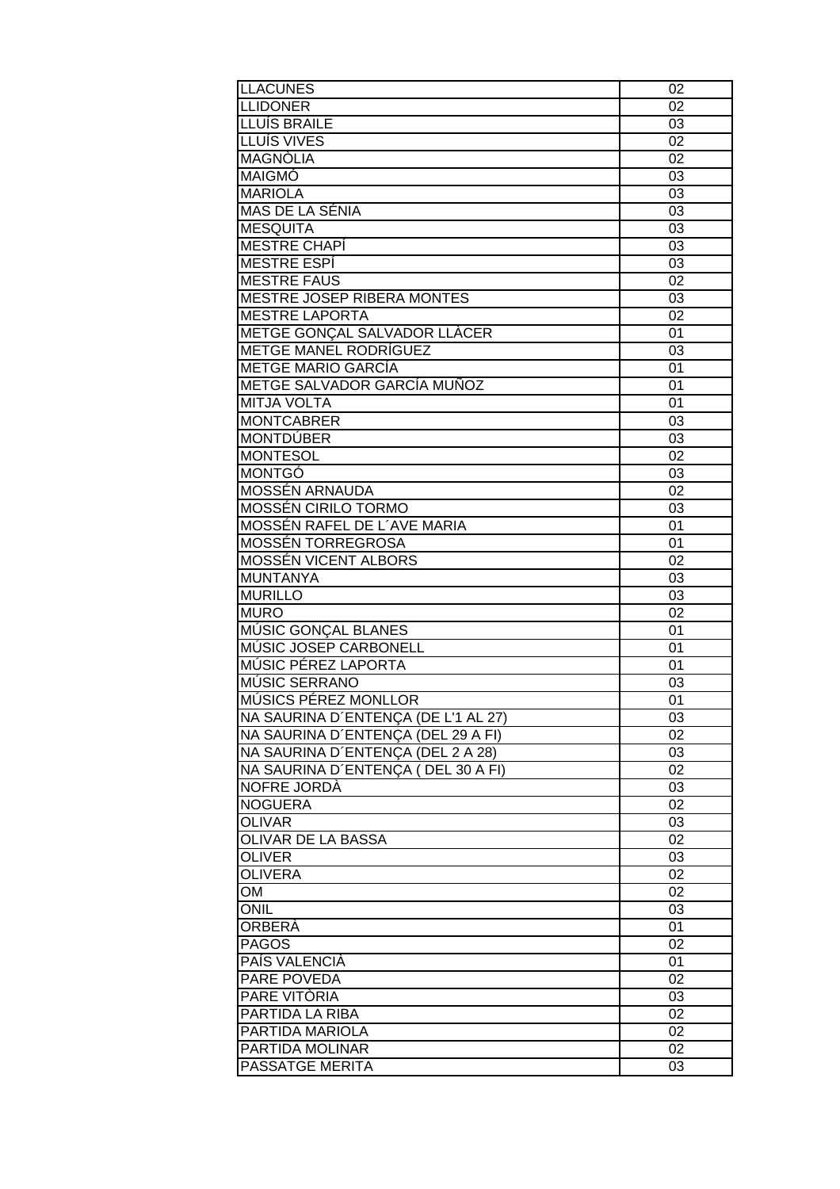| | |
|---|---|
| LLACUNES | 02 |
| LLIDONER | 02 |
| LLUÍS BRAILE | 03 |
| LLUÍS VIVES | 02 |
| MAGNÒLIA | 02 |
| MAIGMÓ | 03 |
| MARIOLA | 03 |
| MAS DE LA SÉNIA | 03 |
| MESQUITA | 03 |
| MESTRE CHAPÍ | 03 |
| MESTRE ESPÍ | 03 |
| MESTRE FAUS | 02 |
| MESTRE JOSEP RIBERA MONTES | 03 |
| MESTRE LAPORTA | 02 |
| METGE GONÇAL SALVADOR LLÀCER | 01 |
| METGE MANEL RODRÍGUEZ | 03 |
| METGE MARIO GARCÍA | 01 |
| METGE SALVADOR GARCÍA MUÑOZ | 01 |
| MITJA VOLTA | 01 |
| MONTCABRER | 03 |
| MONTDÚBER | 03 |
| MONTESOL | 02 |
| MONTGÓ | 03 |
| MOSSÉN ARNAUDA | 02 |
| MOSSÉN CIRILO TORMO | 03 |
| MOSSÉN RAFEL DE L´AVE MARIA | 01 |
| MOSSÉN TORREGROSA | 01 |
| MOSSÉN VICENT ALBORS | 02 |
| MUNTANYA | 03 |
| MURILLO | 03 |
| MURO | 02 |
| MÚSIC GONÇAL BLANES | 01 |
| MÚSIC JOSEP CARBONELL | 01 |
| MÚSIC PÉREZ LAPORTA | 01 |
| MÚSIC SERRANO | 03 |
| MÚSICS PÉREZ MONLLOR | 01 |
| NA SAURINA D´ENTENÇA (DE L'1 AL 27) | 03 |
| NA SAURINA D´ENTENÇA (DEL 29 A FI) | 02 |
| NA SAURINA D´ENTENÇA (DEL 2 A 28) | 03 |
| NA SAURINA D´ENTENÇA ( DEL 30 A FI) | 02 |
| NOFRE JORDÀ | 03 |
| NOGUERA | 02 |
| OLIVAR | 03 |
| OLIVAR DE LA BASSA | 02 |
| OLIVER | 03 |
| OLIVERA | 02 |
| OM | 02 |
| ONIL | 03 |
| ORBERÀ | 01 |
| PAGOS | 02 |
| PAÍS VALENCIÀ | 01 |
| PARE POVEDA | 02 |
| PARE VITÒRIA | 03 |
| PARTIDA LA RIBA | 02 |
| PARTIDA MARIOLA | 02 |
| PARTIDA MOLINAR | 02 |
| PASSATGE MERITA | 03 |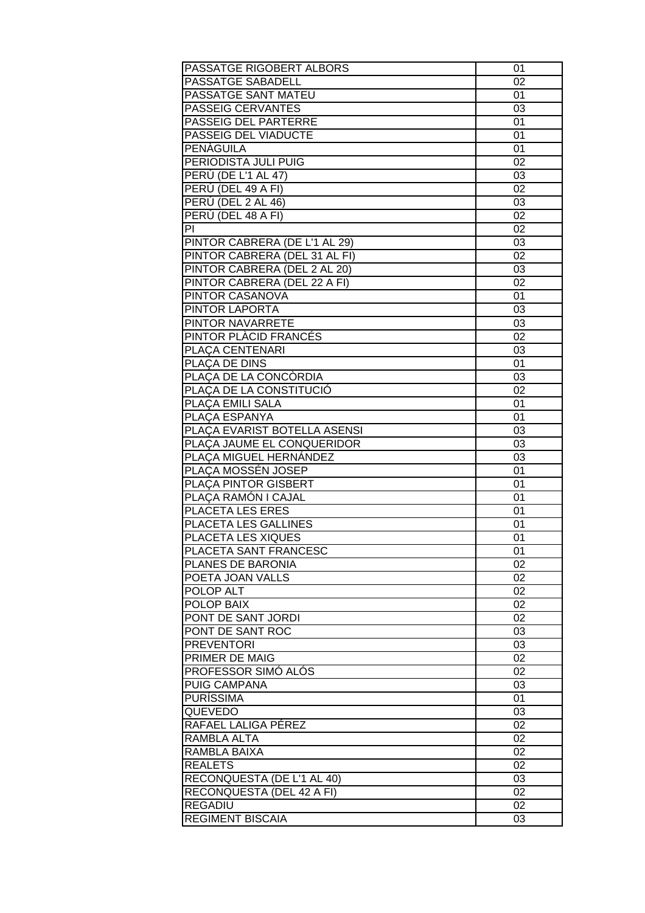| | |
|---|---|
| PASSATGE RIGOBERT ALBORS | 01 |
| PASSATGE SABADELL | 02 |
| PASSATGE SANT MATEU | 01 |
| PASSEIG CERVANTES | 03 |
| PASSEIG DEL PARTERRE | 01 |
| PASSEIG DEL VIADUCTE | 01 |
| PENÀGUILA | 01 |
| PERIODISTA JULI PUIG | 02 |
| PERÚ (DE L'1 AL 47) | 03 |
| PERÚ (DEL 49 A FI) | 02 |
| PERÚ (DEL 2 AL 46) | 03 |
| PERÚ (DEL 48 A FI) | 02 |
| PI | 02 |
| PINTOR CABRERA (DE L'1 AL 29) | 03 |
| PINTOR CABRERA (DEL 31 AL FI) | 02 |
| PINTOR CABRERA (DEL 2 AL 20) | 03 |
| PINTOR CABRERA (DEL 22 A FI) | 02 |
| PINTOR CASANOVA | 01 |
| PINTOR LAPORTA | 03 |
| PINTOR NAVARRETE | 03 |
| PINTOR PLÀCID FRANCÉS | 02 |
| PLAÇA CENTENARI | 03 |
| PLAÇA DE DINS | 01 |
| PLAÇA DE LA CONCÒRDIA | 03 |
| PLAÇA DE LA CONSTITUCIÓ | 02 |
| PLAÇA EMILI SALA | 01 |
| PLAÇA ESPANYA | 01 |
| PLAÇA EVARIST BOTELLA ASENSI | 03 |
| PLAÇA JAUME EL CONQUERIDOR | 03 |
| PLAÇA MIGUEL HERNÁNDEZ | 03 |
| PLAÇA MOSSÉN JOSEP | 01 |
| PLAÇA PINTOR GISBERT | 01 |
| PLAÇA RAMÓN I CAJAL | 01 |
| PLACETA LES ERES | 01 |
| PLACETA LES GALLINES | 01 |
| PLACETA LES XIQUES | 01 |
| PLACETA SANT FRANCESC | 01 |
| PLANES DE BARONIA | 02 |
| POETA JOAN VALLS | 02 |
| POLOP ALT | 02 |
| POLOP BAIX | 02 |
| PONT DE SANT JORDI | 02 |
| PONT DE SANT ROC | 03 |
| PREVENTORI | 03 |
| PRIMER DE MAIG | 02 |
| PROFESSOR SIMÓ ALÓS | 02 |
| PUIG CAMPANA | 03 |
| PURÍSSIMA | 01 |
| QUEVEDO | 03 |
| RAFAEL LALIGA PÉREZ | 02 |
| RAMBLA ALTA | 02 |
| RAMBLA BAIXA | 02 |
| REALETS | 02 |
| RECONQUESTA (DE L'1 AL 40) | 03 |
| RECONQUESTA (DEL 42 A FI) | 02 |
| REGADIU | 02 |
| REGIMENT BISCAIA | 03 |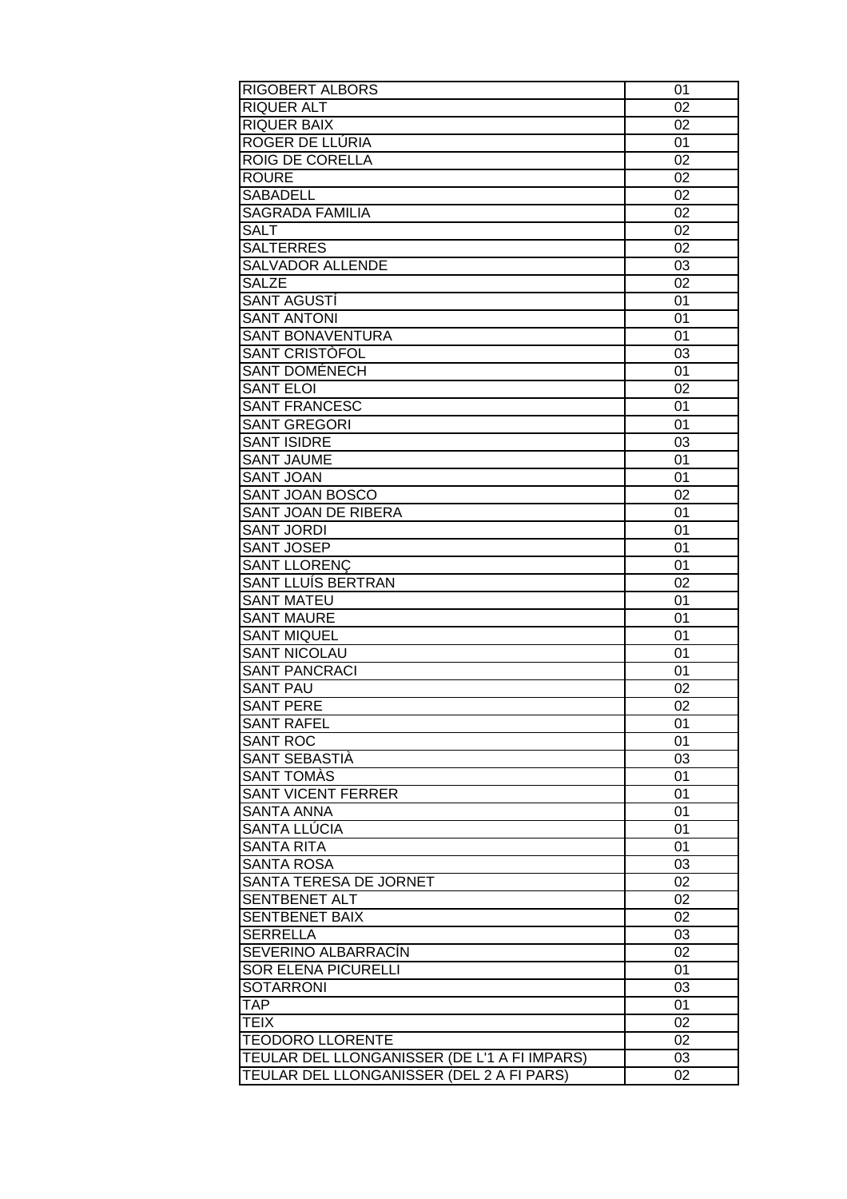| | |
|---|---|
| RIGOBERT ALBORS | 01 |
| RIQUER ALT | 02 |
| RIQUER BAIX | 02 |
| ROGER DE LLÚRIA | 01 |
| ROIG DE CORELLA | 02 |
| ROURE | 02 |
| SABADELL | 02 |
| SAGRADA FAMILIA | 02 |
| SALT | 02 |
| SALTERRES | 02 |
| SALVADOR ALLENDE | 03 |
| SALZE | 02 |
| SANT AGUSTÍ | 01 |
| SANT ANTONI | 01 |
| SANT BONAVENTURA | 01 |
| SANT CRISTÒFOL | 03 |
| SANT DOMÈNECH | 01 |
| SANT ELOI | 02 |
| SANT FRANCESC | 01 |
| SANT GREGORI | 01 |
| SANT ISIDRE | 03 |
| SANT JAUME | 01 |
| SANT JOAN | 01 |
| SANT JOAN BOSCO | 02 |
| SANT JOAN DE RIBERA | 01 |
| SANT JORDI | 01 |
| SANT JOSEP | 01 |
| SANT LLORENÇ | 01 |
| SANT LLUÍS BERTRAN | 02 |
| SANT MATEU | 01 |
| SANT MAURE | 01 |
| SANT MIQUEL | 01 |
| SANT NICOLAU | 01 |
| SANT PANCRACI | 01 |
| SANT PAU | 02 |
| SANT PERE | 02 |
| SANT RAFEL | 01 |
| SANT ROC | 01 |
| SANT SEBASTIÀ | 03 |
| SANT TOMÀS | 01 |
| SANT VICENT FERRER | 01 |
| SANTA ANNA | 01 |
| SANTA LLÚCIA | 01 |
| SANTA RITA | 01 |
| SANTA ROSA | 03 |
| SANTA TERESA DE JORNET | 02 |
| SENTBENET ALT | 02 |
| SENTBENET BAIX | 02 |
| SERRELLA | 03 |
| SEVERINO ALBARRACÍN | 02 |
| SOR ELENA PICURELLI | 01 |
| SOTARRONI | 03 |
| TAP | 01 |
| TEIX | 02 |
| TEODORO LLORENTE | 02 |
| TEULAR DEL LLONGANISSER (DE L'1 A FI IMPARS) | 03 |
| TEULAR DEL LLONGANISSER (DEL 2 A FI PARS) | 02 |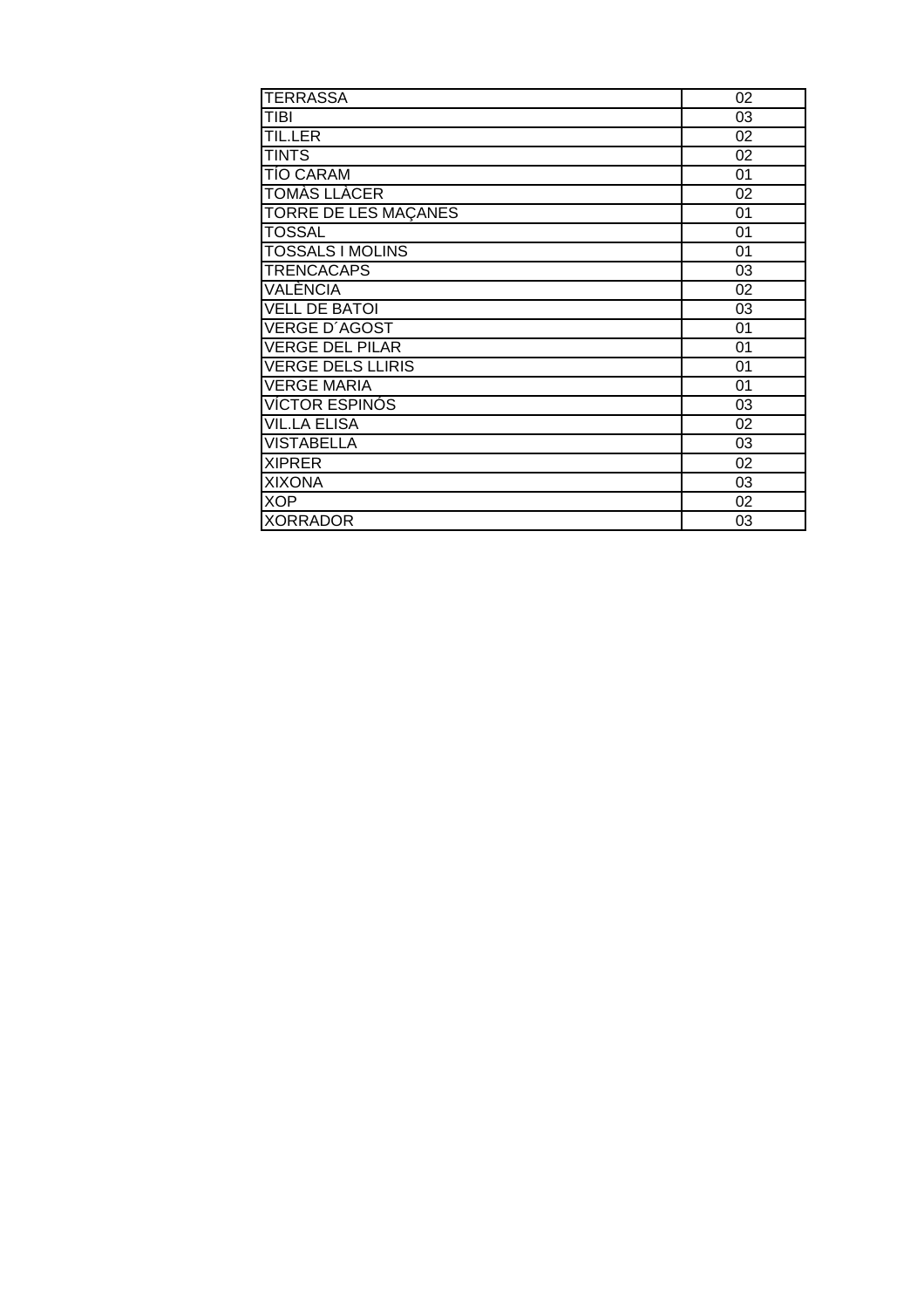| | |
|---|---|
| TERRASSA | 02 |
| TIBI | 03 |
| TIL.LER | 02 |
| TINTS | 02 |
| TÍO CARAM | 01 |
| TOMÀS LLÀCER | 02 |
| TORRE DE LES MAÇANES | 01 |
| TOSSAL | 01 |
| TOSSALS I MOLINS | 01 |
| TRENCACAPS | 03 |
| VALÈNCIA | 02 |
| VELL DE BATOI | 03 |
| VERGE D´AGOST | 01 |
| VERGE DEL PILAR | 01 |
| VERGE DELS LLIRIS | 01 |
| VERGE MARIA | 01 |
| VÍCTOR ESPINÓS | 03 |
| VIL.LA ELISA | 02 |
| VISTABELLA | 03 |
| XIPRER | 02 |
| XIXONA | 03 |
| XOP | 02 |
| XORRADOR | 03 |